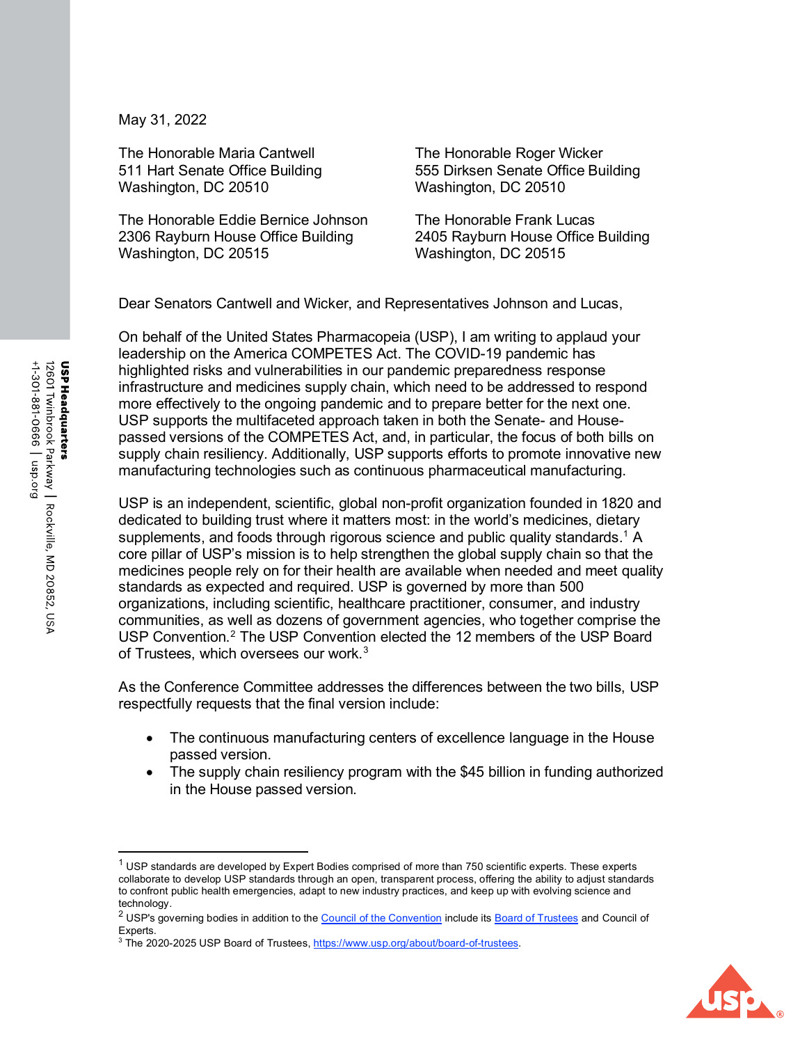USP Headquarters
12601 Twinbrook Parkway | Rockville, MD 20852, USA
+1-301-881-0666 | usp.org

May 31, 2022

The Honorable Maria Cantwell
511 Hart Senate Office Building
Washington, DC 20510

The Honorable Roger Wicker
555 Dirksen Senate Office Building
Washington, DC 20510

The Honorable Eddie Bernice Johnson
2306 Rayburn House Office Building
Washington, DC 20515

The Honorable Frank Lucas
2405 Rayburn House Office Building
Washington, DC 20515

Dear Senators Cantwell and Wicker, and Representatives Johnson and Lucas,

On behalf of the United States Pharmacopeia (USP), I am writing to applaud your leadership on the America COMPETES Act. The COVID-19 pandemic has highlighted risks and vulnerabilities in our pandemic preparedness response infrastructure and medicines supply chain, which need to be addressed to respond more effectively to the ongoing pandemic and to prepare better for the next one. USP supports the multifaceted approach taken in both the Senate- and House-passed versions of the COMPETES Act, and, in particular, the focus of both bills on supply chain resiliency. Additionally, USP supports efforts to promote innovative new manufacturing technologies such as continuous pharmaceutical manufacturing.

USP is an independent, scientific, global non-profit organization founded in 1820 and dedicated to building trust where it matters most: in the world's medicines, dietary supplements, and foods through rigorous science and public quality standards.[1] A core pillar of USP's mission is to help strengthen the global supply chain so that the medicines people rely on for their health are available when needed and meet quality standards as expected and required. USP is governed by more than 500 organizations, including scientific, healthcare practitioner, consumer, and industry communities, as well as dozens of government agencies, who together comprise the USP Convention.[2] The USP Convention elected the 12 members of the USP Board of Trustees, which oversees our work.[3]

As the Conference Committee addresses the differences between the two bills, USP respectfully requests that the final version include:

- The continuous manufacturing centers of excellence language in the House passed version.
- The supply chain resiliency program with the $45 billion in funding authorized in the House passed version.

---

[1] USP standards are developed by Expert Bodies comprised of more than 750 scientific experts. These experts collaborate to develop USP standards through an open, transparent process, offering the ability to adjust standards to confront public health emergencies, adapt to new industry practices, and keep up with evolving science and technology.

[2] USP's governing bodies in addition to the Council of the Convention include its Board of Trustees and Council of Experts.

[3] The 2020-2025 USP Board of Trustees, https://www.usp.org/about/board-of-trustees.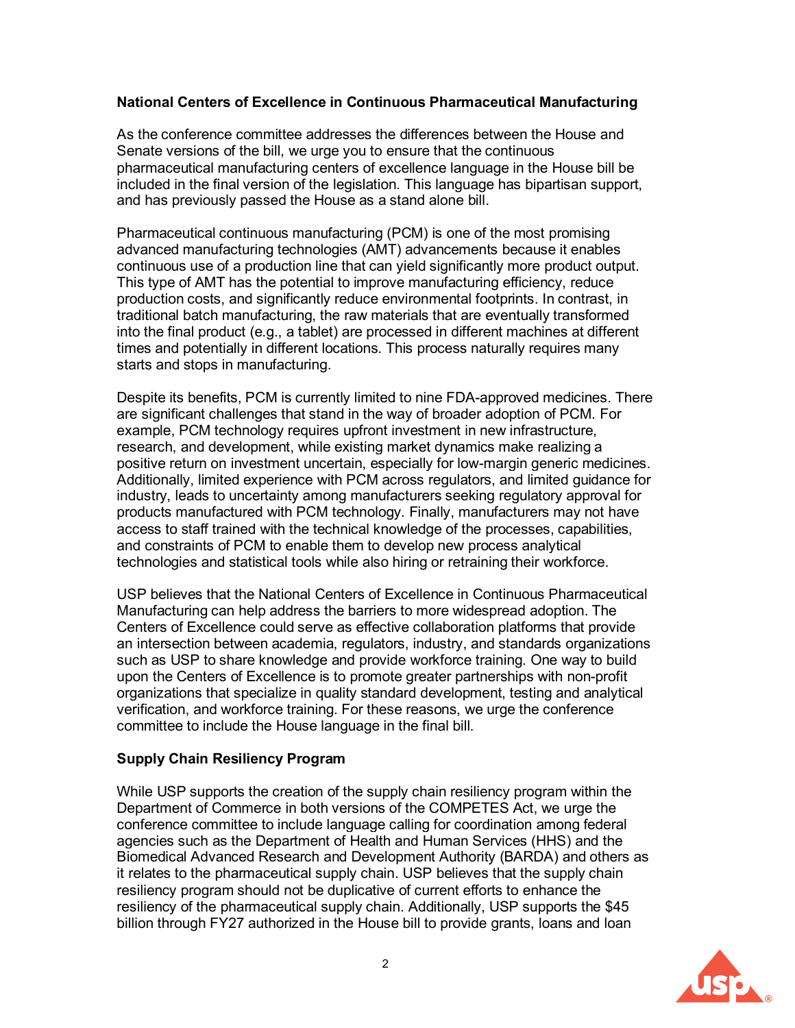**National Centers of Excellence in Continuous Pharmaceutical Manufacturing**

As the conference committee addresses the differences between the House and Senate versions of the bill, we urge you to ensure that the continuous pharmaceutical manufacturing centers of excellence language in the House bill be included in the final version of the legislation. This language has bipartisan support, and has previously passed the House as a stand alone bill.

Pharmaceutical continuous manufacturing (PCM) is one of the most promising advanced manufacturing technologies (AMT) advancements because it enables continuous use of a production line that can yield significantly more product output. This type of AMT has the potential to improve manufacturing efficiency, reduce production costs, and significantly reduce environmental footprints. In contrast, in traditional batch manufacturing, the raw materials that are eventually transformed into the final product (e.g., a tablet) are processed in different machines at different times and potentially in different locations. This process naturally requires many starts and stops in manufacturing.

Despite its benefits, PCM is currently limited to nine FDA-approved medicines. There are significant challenges that stand in the way of broader adoption of PCM. For example, PCM technology requires upfront investment in new infrastructure, research, and development, while existing market dynamics make realizing a positive return on investment uncertain, especially for low-margin generic medicines. Additionally, limited experience with PCM across regulators, and limited guidance for industry, leads to uncertainty among manufacturers seeking regulatory approval for products manufactured with PCM technology. Finally, manufacturers may not have access to staff trained with the technical knowledge of the processes, capabilities, and constraints of PCM to enable them to develop new process analytical technologies and statistical tools while also hiring or retraining their workforce.

USP believes that the National Centers of Excellence in Continuous Pharmaceutical Manufacturing can help address the barriers to more widespread adoption. The Centers of Excellence could serve as effective collaboration platforms that provide an intersection between academia, regulators, industry, and standards organizations such as USP to share knowledge and provide workforce training. One way to build upon the Centers of Excellence is to promote greater partnerships with non-profit organizations that specialize in quality standard development, testing and analytical verification, and workforce training. For these reasons, we urge the conference committee to include the House language in the final bill.

**Supply Chain Resiliency Program**

While USP supports the creation of the supply chain resiliency program within the Department of Commerce in both versions of the COMPETES Act, we urge the conference committee to include language calling for coordination among federal agencies such as the Department of Health and Human Services (HHS) and the Biomedical Advanced Research and Development Authority (BARDA) and others as it relates to the pharmaceutical supply chain. USP believes that the supply chain resiliency program should not be duplicative of current efforts to enhance the resiliency of the pharmaceutical supply chain. Additionally, USP supports the $45 billion through FY27 authorized in the House bill to provide grants, loans and loan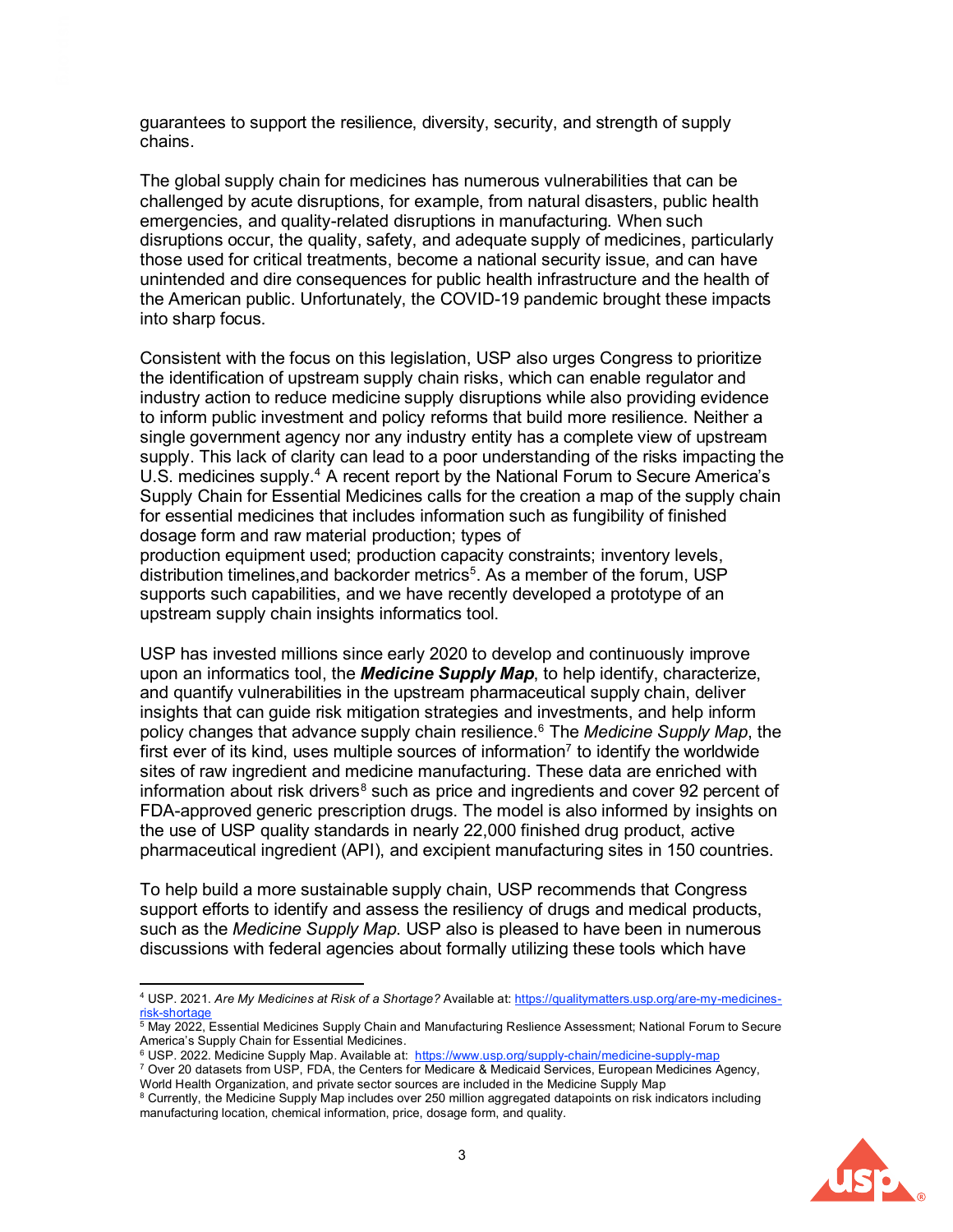guarantees to support the resilience, diversity, security, and strength of supply chains.

The global supply chain for medicines has numerous vulnerabilities that can be challenged by acute disruptions, for example, from natural disasters, public health emergencies, and quality-related disruptions in manufacturing. When such disruptions occur, the quality, safety, and adequate supply of medicines, particularly those used for critical treatments, become a national security issue, and can have unintended and dire consequences for public health infrastructure and the health of the American public. Unfortunately, the COVID-19 pandemic brought these impacts into sharp focus.

Consistent with the focus on this legislation, USP also urges Congress to prioritize the identification of upstream supply chain risks, which can enable regulator and industry action to reduce medicine supply disruptions while also providing evidence to inform public investment and policy reforms that build more resilience. Neither a single government agency nor any industry entity has a complete view of upstream supply. This lack of clarity can lead to a poor understanding of the risks impacting the U.S. medicines supply.[4] A recent report by the National Forum to Secure America's Supply Chain for Essential Medicines calls for the creation a map of the supply chain for essential medicines that includes information such as fungibility of finished dosage form and raw material production; types of production equipment used; production capacity constraints; inventory levels, distribution timelines,and backorder metrics[5]. As a member of the forum, USP supports such capabilities, and we have recently developed a prototype of an upstream supply chain insights informatics tool.

USP has invested millions since early 2020 to develop and continuously improve upon an informatics tool, the ***Medicine Supply Map***, to help identify, characterize, and quantify vulnerabilities in the upstream pharmaceutical supply chain, deliver insights that can guide risk mitigation strategies and investments, and help inform policy changes that advance supply chain resilience.[6] The *Medicine Supply Map*, the first ever of its kind, uses multiple sources of information[7] to identify the worldwide sites of raw ingredient and medicine manufacturing. These data are enriched with information about risk drivers[8] such as price and ingredients and cover 92 percent of FDA-approved generic prescription drugs. The model is also informed by insights on the use of USP quality standards in nearly 22,000 finished drug product, active pharmaceutical ingredient (API), and excipient manufacturing sites in 150 countries.

To help build a more sustainable supply chain, USP recommends that Congress support efforts to identify and assess the resiliency of drugs and medical products, such as the *Medicine Supply Map*. USP also is pleased to have been in numerous discussions with federal agencies about formally utilizing these tools which have

---

[4] USP. 2021. *Are My Medicines at Risk of a Shortage?* Available at: https://qualitymatters.usp.org/are-my-medicines-risk-shortage

[5] May 2022, Essential Medicines Supply Chain and Manufacturing Reslience Assessment; National Forum to Secure America's Supply Chain for Essential Medicines.

[6] USP. 2022. Medicine Supply Map. Available at: https://www.usp.org/supply-chain/medicine-supply-map

[7] Over 20 datasets from USP, FDA, the Centers for Medicare & Medicaid Services, European Medicines Agency, World Health Organization, and private sector sources are included in the Medicine Supply Map

[8] Currently, the Medicine Supply Map includes over 250 million aggregated datapoints on risk indicators including manufacturing location, chemical information, price, dosage form, and quality.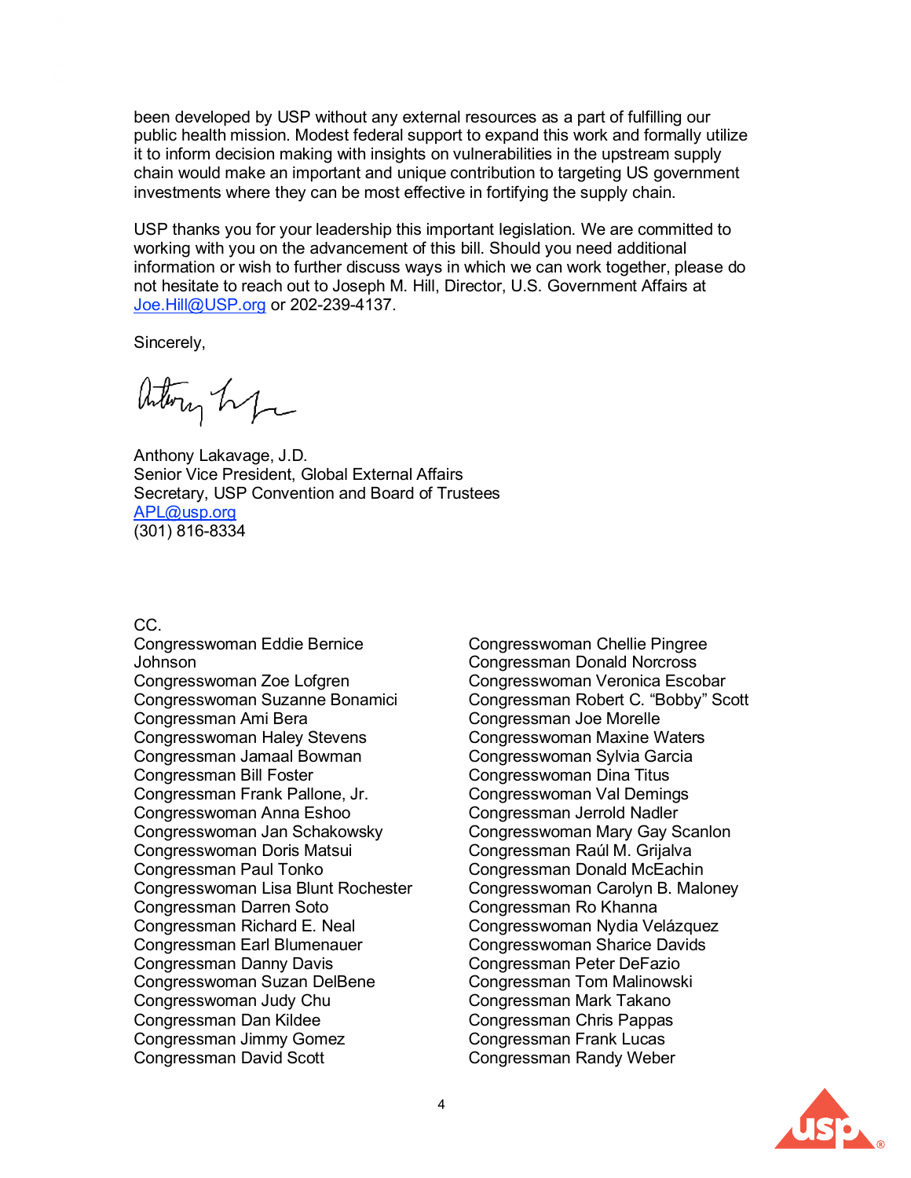been developed by USP without any external resources as a part of fulfilling our public health mission. Modest federal support to expand this work and formally utilize it to inform decision making with insights on vulnerabilities in the upstream supply chain would make an important and unique contribution to targeting US government investments where they can be most effective in fortifying the supply chain.

USP thanks you for your leadership this important legislation. We are committed to working with you on the advancement of this bill. Should you need additional information or wish to further discuss ways in which we can work together, please do not hesitate to reach out to Joseph M. Hill, Director, U.S. Government Affairs at Joe.Hill@USP.org or 202-239-4137.

Sincerely,

Anthony Lakavage, J.D.
Senior Vice President, Global External Affairs
Secretary, USP Convention and Board of Trustees
APL@usp.org
(301) 816-8334

CC.

Congresswoman Eddie Bernice Johnson
Congresswoman Zoe Lofgren
Congresswoman Suzanne Bonamici
Congressman Ami Bera
Congresswoman Haley Stevens
Congressman Jamaal Bowman
Congressman Bill Foster
Congressman Frank Pallone, Jr.
Congresswoman Anna Eshoo
Congresswoman Jan Schakowsky
Congresswoman Doris Matsui
Congressman Paul Tonko
Congresswoman Lisa Blunt Rochester
Congressman Darren Soto
Congressman Richard E. Neal
Congressman Earl Blumenauer
Congressman Danny Davis
Congresswoman Suzan DelBene
Congresswoman Judy Chu
Congressman Dan Kildee
Congressman Jimmy Gomez
Congressman David Scott
Congresswoman Chellie Pingree
Congressman Donald Norcross
Congresswoman Veronica Escobar
Congressman Robert C. "Bobby" Scott
Congressman Joe Morelle
Congresswoman Maxine Waters
Congresswoman Sylvia Garcia
Congresswoman Dina Titus
Congresswoman Val Demings
Congressman Jerrold Nadler
Congresswoman Mary Gay Scanlon
Congressman Raúl M. Grijalva
Congressman Donald McEachin
Congresswoman Carolyn B. Maloney
Congressman Ro Khanna
Congresswoman Nydia Velázquez
Congresswoman Sharice Davids
Congressman Peter DeFazio
Congressman Tom Malinowski
Congressman Mark Takano
Congressman Chris Pappas
Congressman Frank Lucas
Congressman Randy Weber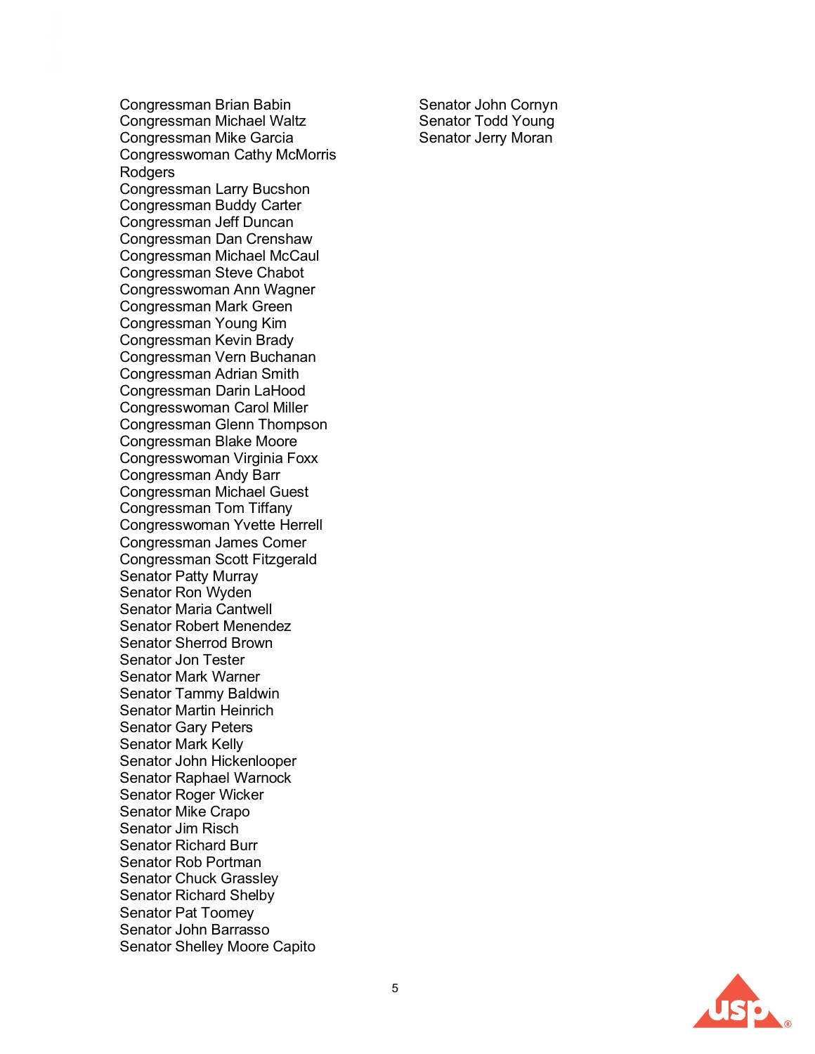Congressman Brian Babin
Congressman Michael Waltz
Congressman Mike Garcia
Congresswoman Cathy McMorris Rodgers
Congressman Larry Bucshon
Congressman Buddy Carter
Congressman Jeff Duncan
Congressman Dan Crenshaw
Congressman Michael McCaul
Congressman Steve Chabot
Congresswoman Ann Wagner
Congressman Mark Green
Congressman Young Kim
Congressman Kevin Brady
Congressman Vern Buchanan
Congressman Adrian Smith
Congressman Darin LaHood
Congresswoman Carol Miller
Congressman Glenn Thompson
Congressman Blake Moore
Congresswoman Virginia Foxx
Congressman Andy Barr
Congressman Michael Guest
Congressman Tom Tiffany
Congresswoman Yvette Herrell
Congressman James Comer
Congressman Scott Fitzgerald
Senator Patty Murray
Senator Ron Wyden
Senator Maria Cantwell
Senator Robert Menendez
Senator Sherrod Brown
Senator Jon Tester
Senator Mark Warner
Senator Tammy Baldwin
Senator Martin Heinrich
Senator Gary Peters
Senator Mark Kelly
Senator John Hickenlooper
Senator Raphael Warnock
Senator Roger Wicker
Senator Mike Crapo
Senator Jim Risch
Senator Richard Burr
Senator Rob Portman
Senator Chuck Grassley
Senator Richard Shelby
Senator Pat Toomey
Senator John Barrasso
Senator Shelley Moore Capito
Senator John Cornyn
Senator Todd Young
Senator Jerry Moran